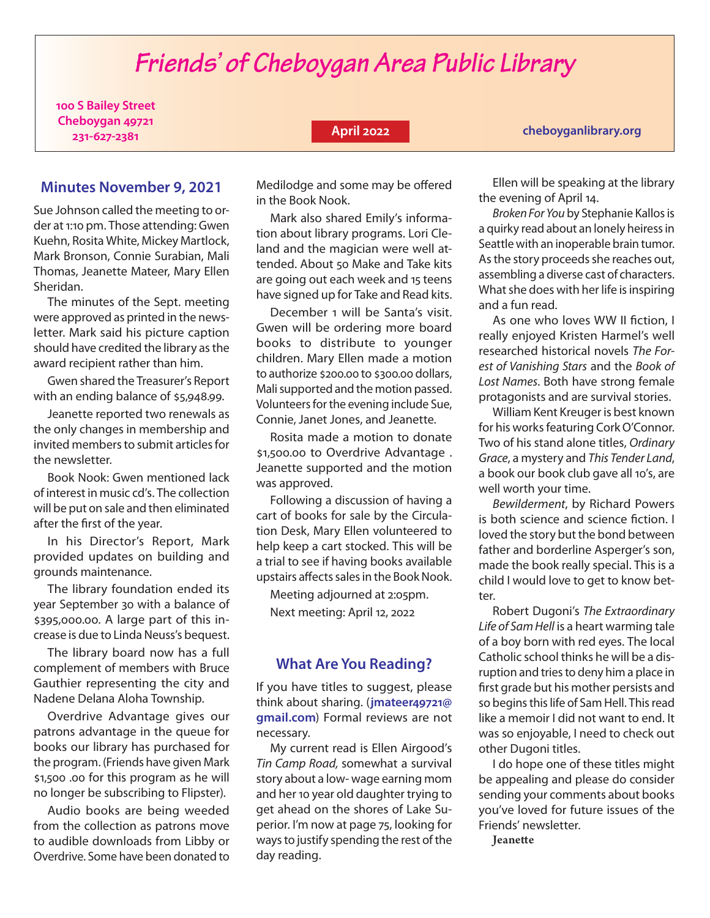# Friends' of Cheboygan Area Public Library

**100 S Bailey Street**
**Cheboygan 49721**
**231-627-2381**

**April 2022**

**cheboyganlibrary.org**

## Minutes November 9, 2021

Sue Johnson called the meeting to order at 1:10 pm. Those attending: Gwen Kuehn, Rosita White, Mickey Martlock, Mark Bronson, Connie Surabian, Mali Thomas, Jeanette Mateer, Mary Ellen Sheridan.

The minutes of the Sept. meeting were approved as printed in the newsletter. Mark said his picture caption should have credited the library as the award recipient rather than him.

Gwen shared the Treasurer's Report with an ending balance of $5,948.99.

Jeanette reported two renewals as the only changes in membership and invited members to submit articles for the newsletter.

Book Nook: Gwen mentioned lack of interest in music cd's. The collection will be put on sale and then eliminated after the first of the year.

In his Director's Report, Mark provided updates on building and grounds maintenance.

The library foundation ended its year September 30 with a balance of $395,000.00. A large part of this increase is due to Linda Neuss's bequest.

The library board now has a full complement of members with Bruce Gauthier representing the city and Nadene Delana Aloha Township.

Overdrive Advantage gives our patrons advantage in the queue for books our library has purchased for the program. (Friends have given Mark $1,500 .00 for this program as he will no longer be subscribing to Flipster).

Audio books are being weeded from the collection as patrons move to audible downloads from Libby or Overdrive. Some have been donated to Medilodge and some may be offered in the Book Nook.

Mark also shared Emily's information about library programs. Lori Cleland and the magician were well attended. About 50 Make and Take kits are going out each week and 15 teens have signed up for Take and Read kits.

December 1 will be Santa's visit. Gwen will be ordering more board books to distribute to younger children. Mary Ellen made a motion to authorize $200.00 to $300.00 dollars, Mali supported and the motion passed. Volunteers for the evening include Sue, Connie, Janet Jones, and Jeanette.

Rosita made a motion to donate $1,500.00 to Overdrive Advantage . Jeanette supported and the motion was approved.

Following a discussion of having a cart of books for sale by the Circulation Desk, Mary Ellen volunteered to help keep a cart stocked. This will be a trial to see if having books available upstairs affects sales in the Book Nook.

Meeting adjourned at 2:05pm.

Next meeting: April 12, 2022

## What Are You Reading?

If you have titles to suggest, please think about sharing. (**jmateer49721@gmail.com**) Formal reviews are not necessary.

My current read is Ellen Airgood's *Tin Camp Road,* somewhat a survival story about a low- wage earning mom and her 10 year old daughter trying to get ahead on the shores of Lake Superior. I'm now at page 75, looking for ways to justify spending the rest of the day reading.

Ellen will be speaking at the library the evening of April 14.

*Broken For You* by Stephanie Kallos is a quirky read about an lonely heiress in Seattle with an inoperable brain tumor. As the story proceeds she reaches out, assembling a diverse cast of characters. What she does with her life is inspiring and a fun read.

As one who loves WW II fiction, I really enjoyed Kristen Harmel's well researched historical novels *The Forest of Vanishing Stars* and the *Book of Lost Names*. Both have strong female protagonists and are survival stories.

William Kent Kreuger is best known for his works featuring Cork O'Connor. Two of his stand alone titles, *Ordinary Grace*, a mystery and *This Tender Land*, a book our book club gave all 10's, are well worth your time.

*Bewilderment*, by Richard Powers is both science and science fiction. I loved the story but the bond between father and borderline Asperger's son, made the book really special. This is a child I would love to get to know better.

Robert Dugoni's *The Extraordinary Life of Sam Hell* is a heart warming tale of a boy born with red eyes. The local Catholic school thinks he will be a disruption and tries to deny him a place in first grade but his mother persists and so begins this life of Sam Hell. This read like a memoir I did not want to end. It was so enjoyable, I need to check out other Dugoni titles.

I do hope one of these titles might be appealing and please do consider sending your comments about books you've loved for future issues of the Friends' newsletter.

**Jeanette**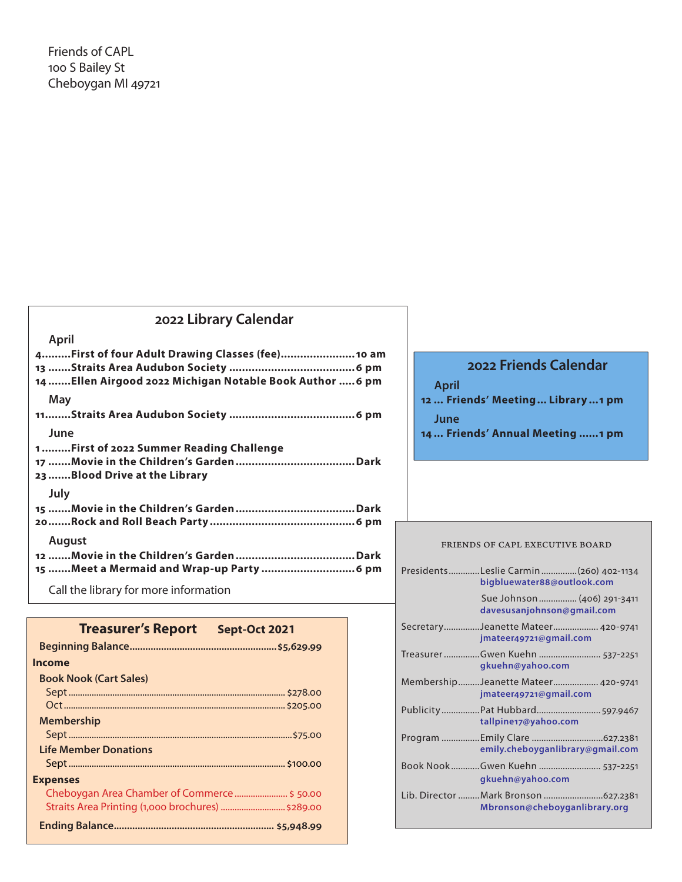Friends of CAPL
100 S Bailey St
Cheboygan MI 49721

## 2022 Library Calendar

**April**

**4.........First of four Adult Drawing Classes (fee).......................10 am**
**13 .......Straits Area Audubon Society .......................................6 pm**
**14 .......Ellen Airgood 2022 Michigan Notable Book Author .....6 pm**

**May**

**11........Straits Area Audubon Society .......................................6 pm**

**June**

**1 .........First of 2022 Summer Reading Challenge**
**17 .......Movie in the Children's Garden.....................................Dark**
**23 .......Blood Drive at the Library**

**July**

**15 .......Movie in the Children's Garden.....................................Dark**
**20 .......Rock and Roll Beach Party.............................................6 pm**

**August**

**12 .......Movie in the Children's Garden.....................................Dark**
**15 .......Meet a Mermaid and Wrap-up Party .............................6 pm**

Call the library for more information

## 2022 Friends Calendar

**April**

**12 ... Friends' Meeting ... Library ...1 pm**

**June**

**14 ... Friends' Annual Meeting ......1 pm**

## Treasurer's Report Sept-Oct 2021

| | |
|---|---|
| **Beginning Balance** | **$5,629.99** |
| **Income** | |
| **Book Nook (Cart Sales)** | |
| Sept | $278.00 |
| Oct | $205.00 |
| **Membership** | |
| Sept | $75.00 |
| **Life Member Donations** | |
| Sept | $100.00 |
| **Expenses** | |
| Cheboygan Area Chamber of Commerce | $ 50.00 |
| Straits Area Printing (1,000 brochures) | $289.00 |
| **Ending Balance** | **$5,948.99** |

## FRIENDS OF CAPL EXECUTIVE BOARD

| | | |
|---|---|---|
| Presidents | Leslie Carmin<br>**bigbluewater88@outlook.com** | (260) 402-1134 |
| | Sue Johnson<br>**davesusanjohnson@gmail.com** | (406) 291-3411 |
| Secretary | Jeanette Mateer<br>**jmateer49721@gmail.com** | 420-9741 |
| Treasurer | Gwen Kuehn<br>**gkuehn@yahoo.com** | 537-2251 |
| Membership | Jeanette Mateer<br>**jmateer49721@gmail.com** | 420-9741 |
| Publicity | Pat Hubbard<br>**tallpine17@yahoo.com** | 597.9467 |
| Program | Emily Clare<br>**emily.cheboyganlibrary@gmail.com** | 627.2381 |
| Book Nook | Gwen Kuehn<br>**gkuehn@yahoo.com** | 537-2251 |
| Lib. Director | Mark Bronson<br>**Mbronson@cheboyganlibrary.org** | 627.2381 |